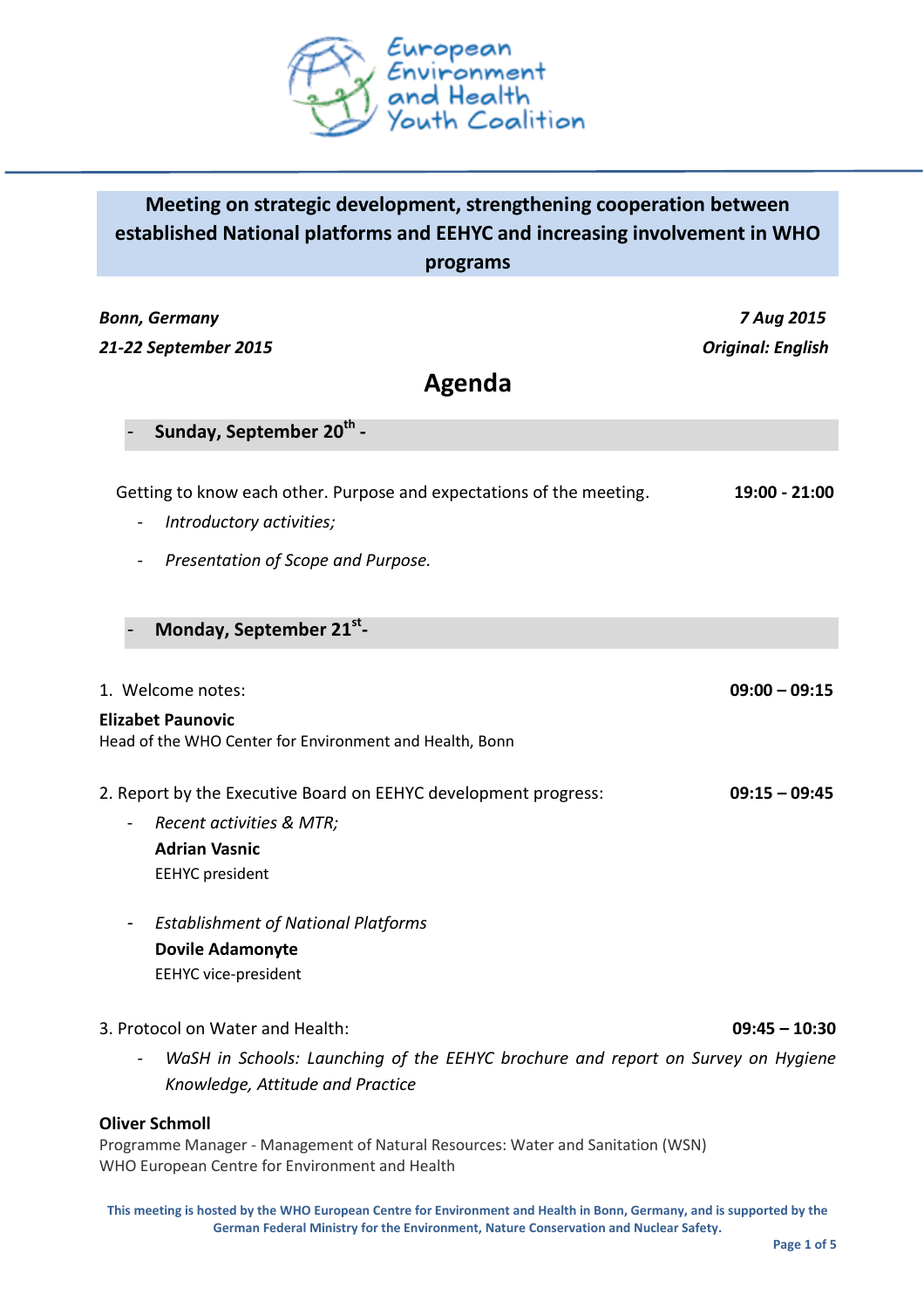European Environment and Health Youth Coalition

# Meeting on strategic development, strengthening cooperation between established National platforms and EEHYC and increasing involvement in WHO programs

*Bonn, Germany* | *7 Aug 2015*

*21-22 September 2015* | *Original: English*

## Agenda

### - Sunday, September 20th -

Getting to know each other. Purpose and expectations of the meeting. **19:00 - 21:00**

- *Introductory activities;*
- *Presentation of Scope and Purpose.*

### - Monday, September 21st -

1. Welcome notes: **09:00 – 09:15**

**Elizabet Paunovic**
Head of the WHO Center for Environment and Health, Bonn

2. Report by the Executive Board on EEHYC development progress: **09:15 – 09:45**

- *Recent activities & MTR;*
  **Adrian Vasnic**
  EEHYC president
- *Establishment of National Platforms*
  **Dovile Adamonyte**
  EEHYC vice-president

3. Protocol on Water and Health: **09:45 – 10:30**

- *WaSH in Schools: Launching of the EEHYC brochure and report on Survey on Hygiene Knowledge, Attitude and Practice*

**Oliver Schmoll**
Programme Manager - Management of Natural Resources: Water and Sanitation (WSN)
WHO European Centre for Environment and Health

**This meeting is hosted by the WHO European Centre for Environment and Health in Bonn, Germany, and is supported by the German Federal Ministry for the Environment, Nature Conservation and Nuclear Safety.**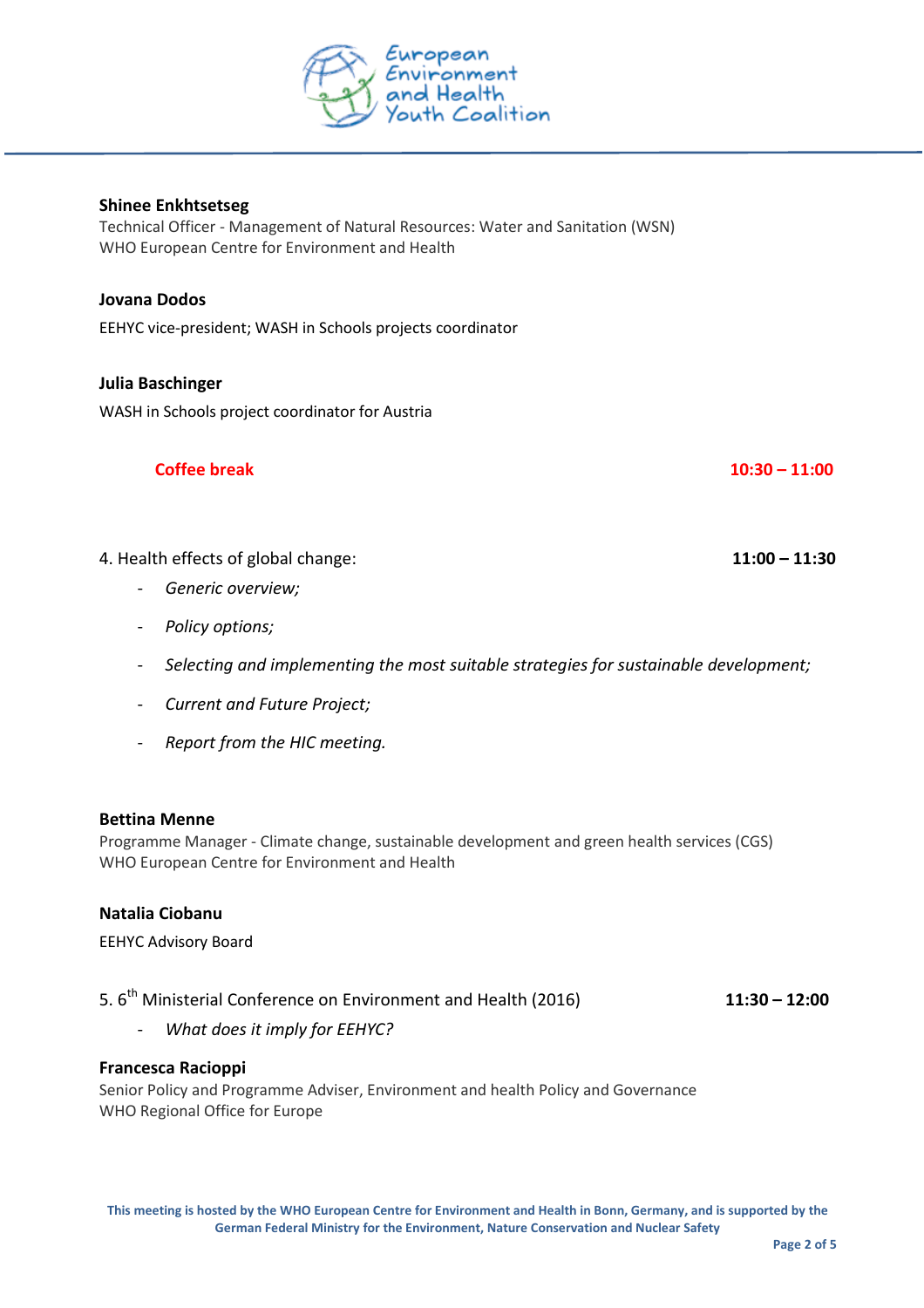**Shinee Enkhtsetseg**
Technical Officer - Management of Natural Resources: Water and Sanitation (WSN)
WHO European Centre for Environment and Health

**Jovana Dodos**

EEHYC vice-president; WASH in Schools projects coordinator

**Julia Baschinger**

WASH in Schools project coordinator for Austria

**Coffee break** **10:30 – 11:00**

4. Health effects of global change: **11:00 – 11:30**

- *Generic overview;*
- *Policy options;*
- *Selecting and implementing the most suitable strategies for sustainable development;*
- *Current and Future Project;*
- *Report from the HIC meeting.*

**Bettina Menne**
Programme Manager - Climate change, sustainable development and green health services (CGS)
WHO European Centre for Environment and Health

**Natalia Ciobanu**

EEHYC Advisory Board

5. 6th Ministerial Conference on Environment and Health (2016) **11:30 – 12:00**

- *What does it imply for EEHYC?*

**Francesca Racioppi**
Senior Policy and Programme Adviser, Environment and health Policy and Governance
WHO Regional Office for Europe

**This meeting is hosted by the WHO European Centre for Environment and Health in Bonn, Germany, and is supported by the German Federal Ministry for the Environment, Nature Conservation and Nuclear Safety**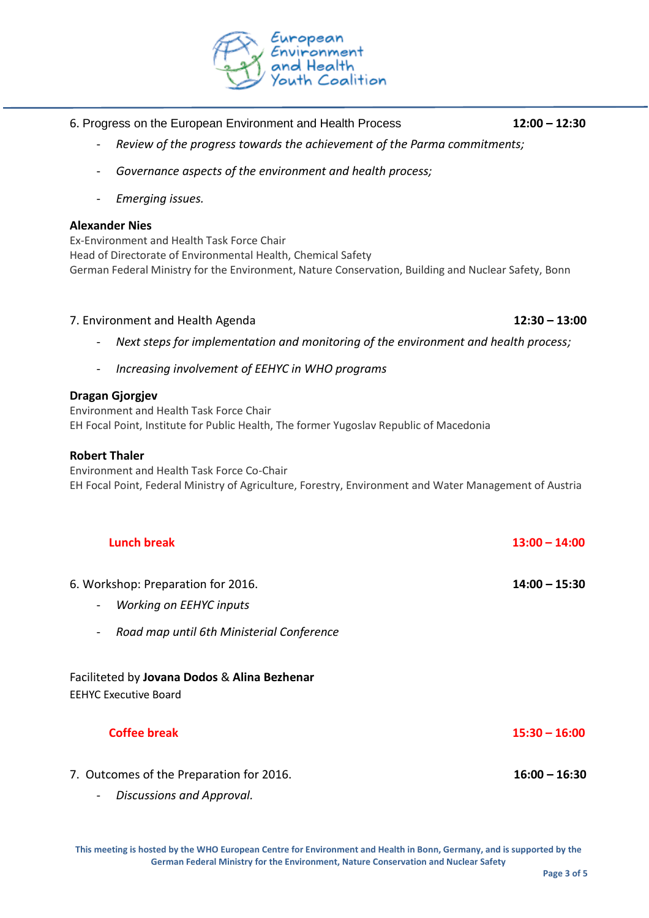6. Progress on the European Environment and Health Process **12:00 – 12:30**

- *Review of the progress towards the achievement of the Parma commitments;*
- *Governance aspects of the environment and health process;*
- *Emerging issues.*

**Alexander Nies**
Ex-Environment and Health Task Force Chair
Head of Directorate of Environmental Health, Chemical Safety
German Federal Ministry for the Environment, Nature Conservation, Building and Nuclear Safety, Bonn

7. Environment and Health Agenda **12:30 – 13:00**

- *Next steps for implementation and monitoring of the environment and health process;*
- *Increasing involvement of EEHYC in WHO programs*

**Dragan Gjorgjev**
Environment and Health Task Force Chair
EH Focal Point, Institute for Public Health, The former Yugoslav Republic of Macedonia

**Robert Thaler**
Environment and Health Task Force Co-Chair
EH Focal Point, Federal Ministry of Agriculture, Forestry, Environment and Water Management of Austria

**Lunch break** **13:00 – 14:00**

6. Workshop: Preparation for 2016. **14:00 – 15:30**

- *Working on EEHYC inputs*
- *Road map until 6th Ministerial Conference*

Faciliteted by **Jovana Dodos** & **Alina Bezhenar**
EEHYC Executive Board

**Coffee break** **15:30 – 16:00**

7. Outcomes of the Preparation for 2016. **16:00 – 16:30**

- *Discussions and Approval.*

**This meeting is hosted by the WHO European Centre for Environment and Health in Bonn, Germany, and is supported by the German Federal Ministry for the Environment, Nature Conservation and Nuclear Safety**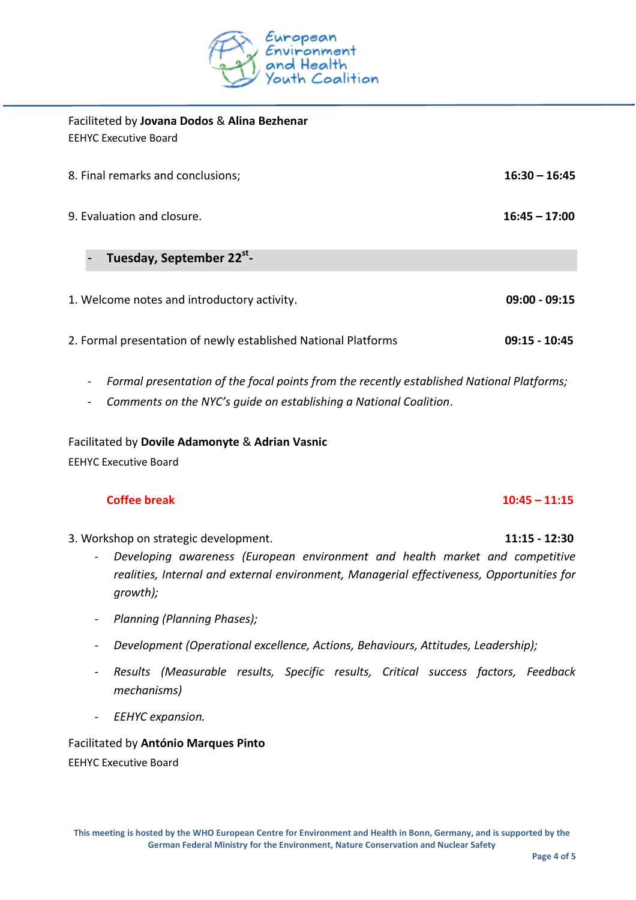Faciliteted by **Jovana Dodos** & **Alina Bezhenar**
EEHYC Executive Board

8. Final remarks and conclusions; **16:30 – 16:45**

9. Evaluation and closure. **16:45 – 17:00**

## - Tuesday, September 22st -

1. Welcome notes and introductory activity. **09:00 - 09:15**

2. Formal presentation of newly established National Platforms **09:15 - 10:45**

- *Formal presentation of the focal points from the recently established National Platforms;*
- *Comments on the NYC's guide on establishing a National Coalition*.

Facilitated by **Dovile Adamonyte** & **Adrian Vasnic**
EEHYC Executive Board

**Coffee break** **10:45 – 11:15**

3. Workshop on strategic development. **11:15 - 12:30**
   - *Developing awareness (European environment and health market and competitive realities, Internal and external environment, Managerial effectiveness, Opportunities for growth);*
   - *Planning (Planning Phases);*
   - *Development (Operational excellence, Actions, Behaviours, Attitudes, Leadership);*
   - *Results (Measurable results, Specific results, Critical success factors, Feedback mechanisms)*
   - *EEHYC expansion.*

Facilitated by **António Marques Pinto**
EEHYC Executive Board

This meeting is hosted by the WHO European Centre for Environment and Health in Bonn, Germany, and is supported by the German Federal Ministry for the Environment, Nature Conservation and Nuclear Safety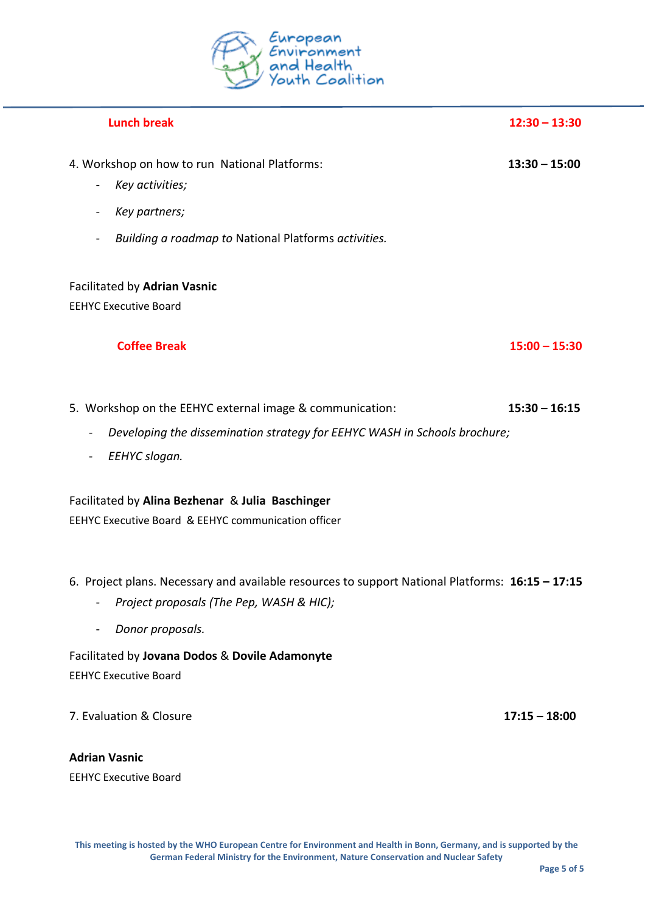**Lunch break** **12:30 – 13:30**

4. Workshop on how to run National Platforms: **13:30 – 15:00**

- *Key activities;*
- *Key partners;*
- *Building a roadmap to* National Platforms *activities.*

Facilitated by **Adrian Vasnic**
EEHYC Executive Board

**Coffee Break** **15:00 – 15:30**

5. Workshop on the EEHYC external image & communication: **15:30 – 16:15**

- *Developing the dissemination strategy for EEHYC WASH in Schools brochure;*
- *EEHYC slogan.*

Facilitated by **Alina Bezhenar** & **Julia Baschinger**
EEHYC Executive Board & EEHYC communication officer

6. Project plans. Necessary and available resources to support National Platforms: **16:15 – 17:15**

- *Project proposals (The Pep, WASH & HIC);*
- *Donor proposals.*

Facilitated by **Jovana Dodos** & **Dovile Adamonyte**
EEHYC Executive Board

7. Evaluation & Closure **17:15 – 18:00**

**Adrian Vasnic**
EEHYC Executive Board

**This meeting is hosted by the WHO European Centre for Environment and Health in Bonn, Germany, and is supported by the German Federal Ministry for the Environment, Nature Conservation and Nuclear Safety**